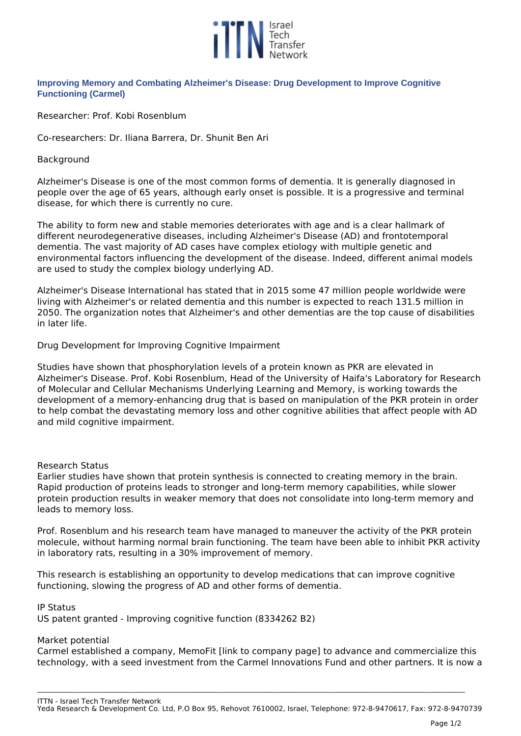# Improving Memory and Combating Alzheimer's Disease: Drug Development to Improve Cognitive Functioning (Carmel)

Researcher: Prof. Kobi Rosenblum

Co-researchers: Dr. Iliana Barrera, Dr. Shunit Ben Ari

## Background

Alzheimer's Disease is one of the most common forms of dementia. It is generally diagnosed in people over the age of 65 years, although early onset is possible. It is a progressive and terminal disease, for which there is currently no cure.

The ability to form new and stable memories deteriorates with age and is a clear hallmark of different neurodegenerative diseases, including Alzheimer's Disease (AD) and frontotemporal dementia. The vast majority of AD cases have complex etiology with multiple genetic and environmental factors influencing the development of the disease. Indeed, different animal models are used to study the complex biology underlying AD.

Alzheimer's Disease International has stated that in 2015 some 47 million people worldwide were living with Alzheimer's or related dementia and this number is expected to reach 131.5 million in 2050. The organization notes that Alzheimer's and other dementias are the top cause of disabilities in later life.

## Drug Development for Improving Cognitive Impairment

Studies have shown that phosphorylation levels of a protein known as PKR are elevated in Alzheimer's Disease. Prof. Kobi Rosenblum, Head of the University of Haifa's Laboratory for Research of Molecular and Cellular Mechanisms Underlying Learning and Memory, is working towards the development of a memory-enhancing drug that is based on manipulation of the PKR protein in order to help combat the devastating memory loss and other cognitive abilities that affect people with AD and mild cognitive impairment.

## Research Status

Earlier studies have shown that protein synthesis is connected to creating memory in the brain. Rapid production of proteins leads to stronger and long-term memory capabilities, while slower protein production results in weaker memory that does not consolidate into long-term memory and leads to memory loss.

Prof. Rosenblum and his research team have managed to maneuver the activity of the PKR protein molecule, without harming normal brain functioning. The team have been able to inhibit PKR activity in laboratory rats, resulting in a 30% improvement of memory.

This research is establishing an opportunity to develop medications that can improve cognitive functioning, slowing the progress of AD and other forms of dementia.

## IP Status

US patent granted - Improving cognitive function (8334262 B2)

## Market potential

Carmel established a company, MemoFit [link to company page] to advance and commercialize this technology, with a seed investment from the Carmel Innovations Fund and other partners. It is now a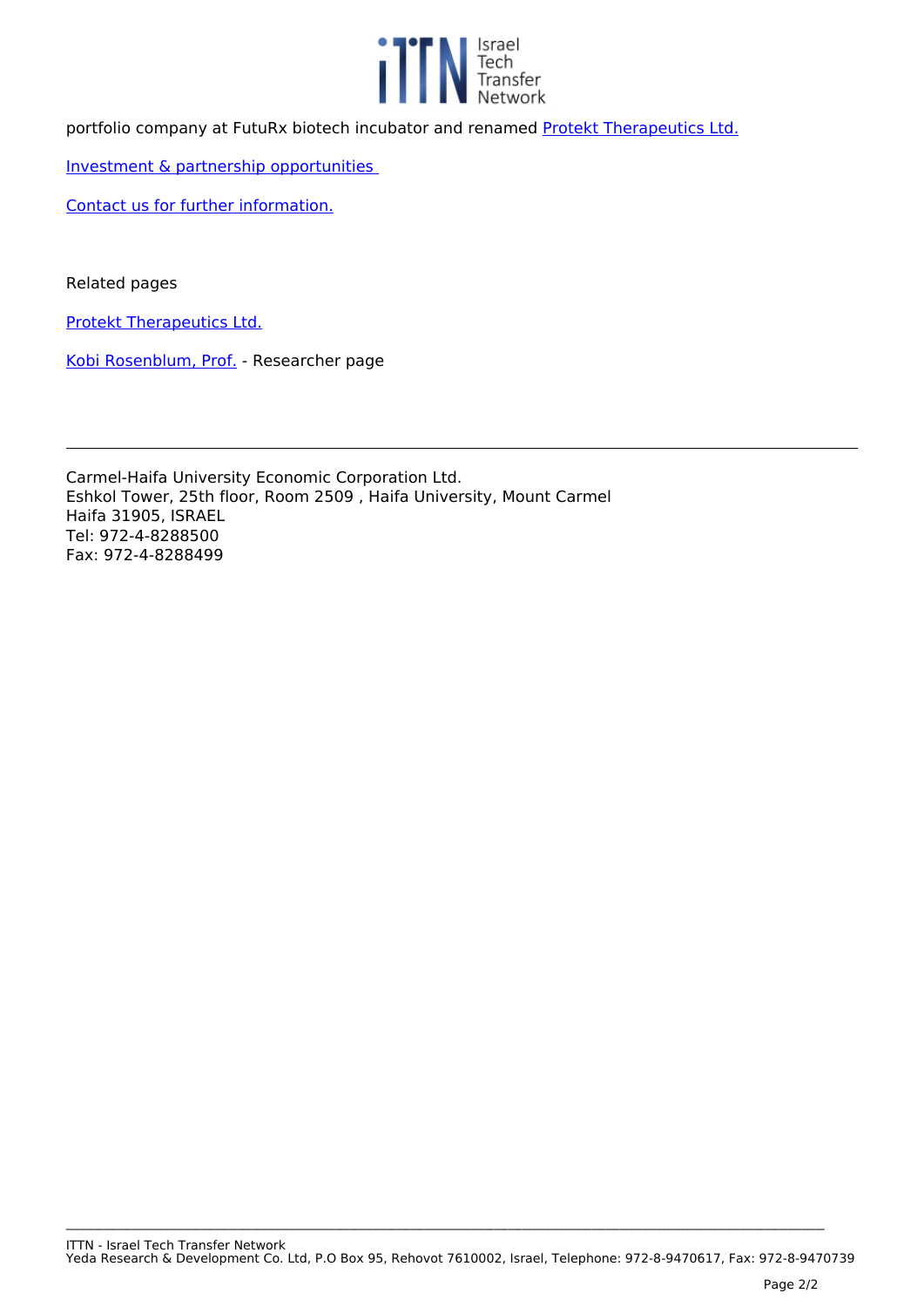portfolio company at FutuRx biotech incubator and renamed Protekt Therapeutics Ltd.

Investment & partnership opportunities

Contact us for further information.

Related pages

Protekt Therapeutics Ltd.

Kobi Rosenblum, Prof. - Researcher page

---

Carmel-Haifa University Economic Corporation Ltd.
Eshkol Tower, 25th floor, Room 2509 , Haifa University, Mount Carmel
Haifa 31905, ISRAEL
Tel: 972-4-8288500
Fax: 972-4-8288499